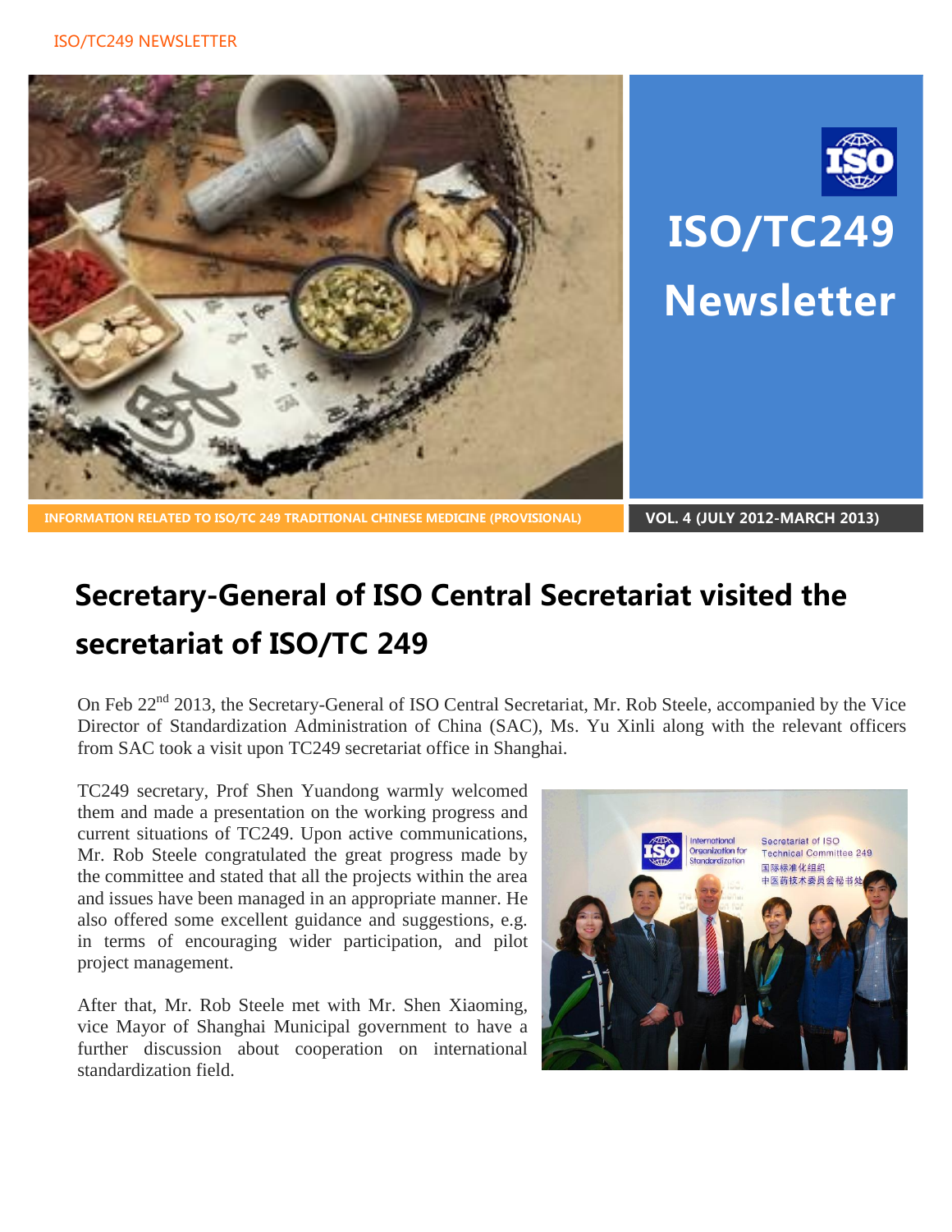# ISO/TC249 Newsletter

INFORMATION RELATED TO ISO/TC 249 TRADITIONAL CHINESE MEDICINE (PROVISIONAL)

VOL. 4 (JULY 2012-MARCH 2013)

## Secretary-General of ISO Central Secretariat visited the secretariat of ISO/TC 249

On Feb 22nd 2013, the Secretary-General of ISO Central Secretariat, Mr. Rob Steele, accompanied by the Vice Director of Standardization Administration of China (SAC), Ms. Yu Xinli along with the relevant officers from SAC took a visit upon TC249 secretariat office in Shanghai.

TC249 secretary, Prof Shen Yuandong warmly welcomed them and made a presentation on the working progress and current situations of TC249. Upon active communications, Mr. Rob Steele congratulated the great progress made by the committee and stated that all the projects within the area and issues have been managed in an appropriate manner. He also offered some excellent guidance and suggestions, e.g. in terms of encouraging wider participation, and pilot project management.

After that, Mr. Rob Steele met with Mr. Shen Xiaoming, vice Mayor of Shanghai Municipal government to have a further discussion about cooperation on international standardization field.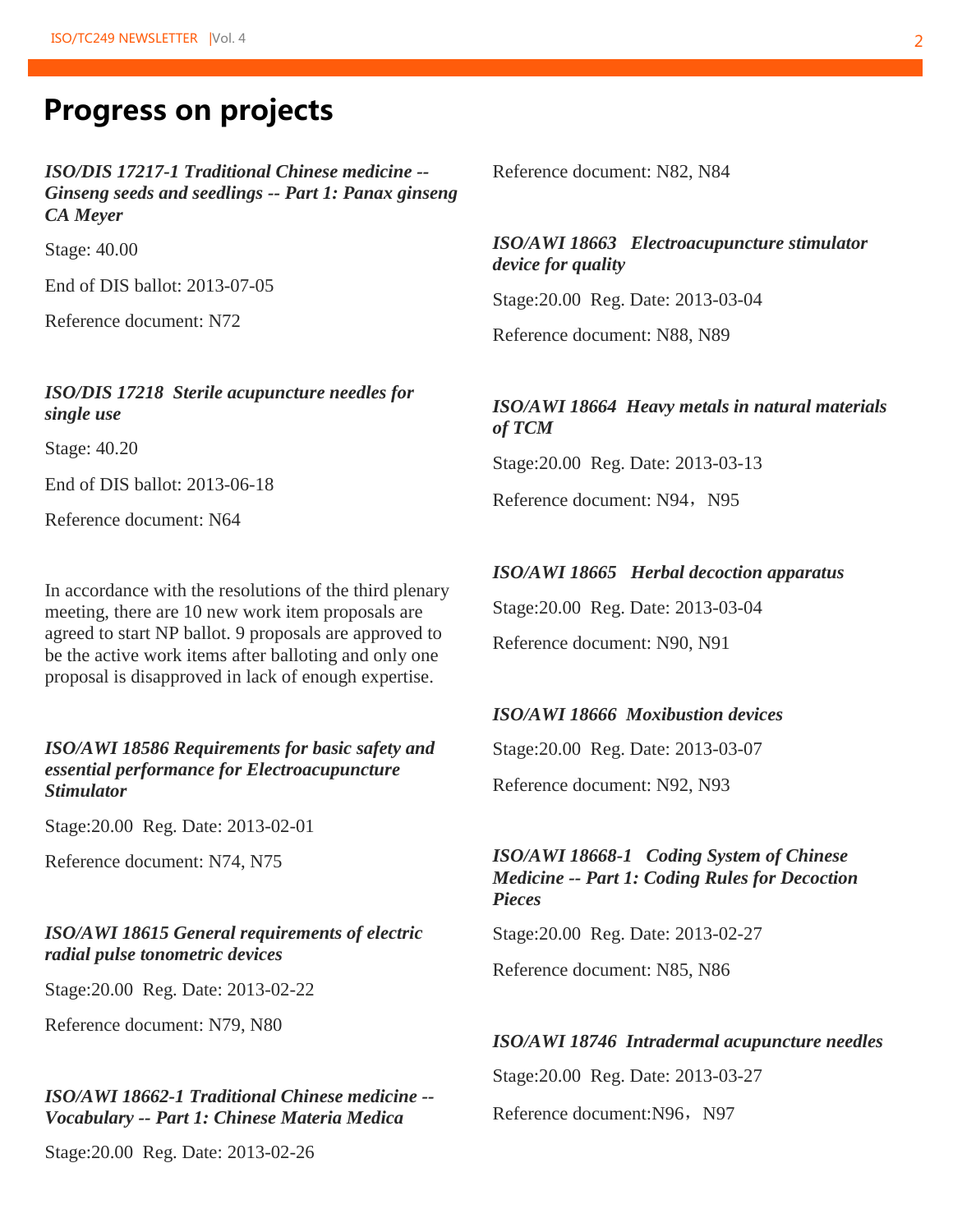# Progress on projects

***ISO/DIS 17217-1 Traditional Chinese medicine -- Ginseng seeds and seedlings -- Part 1: Panax ginseng CA Meyer***

Stage: 40.00

End of DIS ballot: 2013-07-05

Reference document: N72

***ISO/DIS 17218 Sterile acupuncture needles for single use***

Stage: 40.20

End of DIS ballot: 2013-06-18

Reference document: N64

In accordance with the resolutions of the third plenary meeting, there are 10 new work item proposals are agreed to start NP ballot. 9 proposals are approved to be the active work items after balloting and only one proposal is disapproved in lack of enough expertise.

***ISO/AWI 18586 Requirements for basic safety and essential performance for Electroacupuncture Stimulator***

Stage:20.00 Reg. Date: 2013-02-01

Reference document: N74, N75

***ISO/AWI 18615 General requirements of electric radial pulse tonometric devices***

Stage:20.00 Reg. Date: 2013-02-22

Reference document: N79, N80

***ISO/AWI 18662-1 Traditional Chinese medicine -- Vocabulary -- Part 1: Chinese Materia Medica***

Stage:20.00 Reg. Date: 2013-02-26

Reference document: N82, N84

***ISO/AWI 18663 Electroacupuncture stimulator device for quality***

Stage:20.00 Reg. Date: 2013-03-04

Reference document: N88, N89

***ISO/AWI 18664 Heavy metals in natural materials of TCM***

Stage:20.00 Reg. Date: 2013-03-13

Reference document: N94，N95

***ISO/AWI 18665 Herbal decoction apparatus***

Stage:20.00 Reg. Date: 2013-03-04

Reference document: N90, N91

***ISO/AWI 18666 Moxibustion devices***

Stage:20.00 Reg. Date: 2013-03-07

Reference document: N92, N93

***ISO/AWI 18668-1 Coding System of Chinese Medicine -- Part 1: Coding Rules for Decoction Pieces***

Stage:20.00 Reg. Date: 2013-02-27

Reference document: N85, N86

***ISO/AWI 18746 Intradermal acupuncture needles***

Stage:20.00 Reg. Date: 2013-03-27

Reference document:N96，N97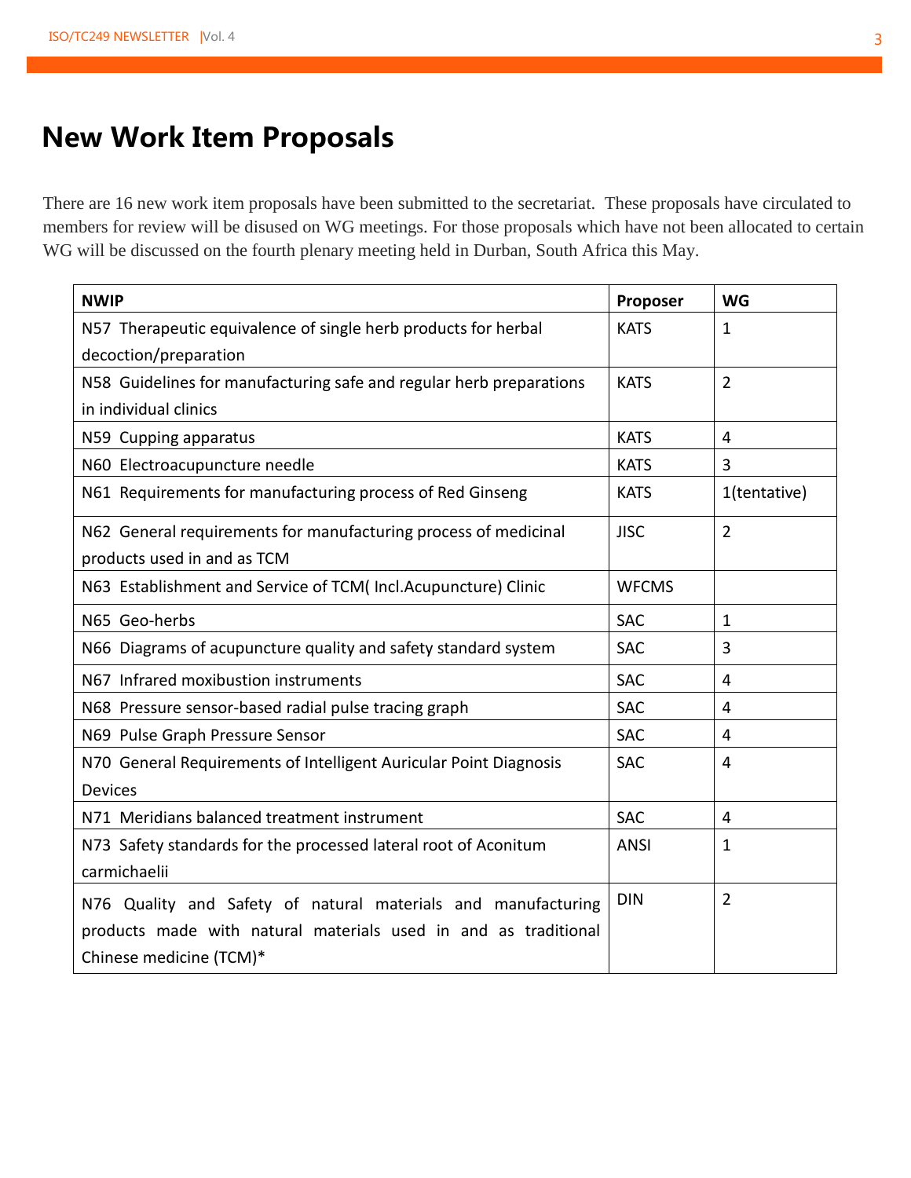# New Work Item Proposals

There are 16 new work item proposals have been submitted to the secretariat. These proposals have circulated to members for review will be disused on WG meetings. For those proposals which have not been allocated to certain WG will be discussed on the fourth plenary meeting held in Durban, South Africa this May.

| NWIP | Proposer | WG |
|---|---|---|
| N57 Therapeutic equivalence of single herb products for herbal decoction/preparation | KATS | 1 |
| N58 Guidelines for manufacturing safe and regular herb preparations in individual clinics | KATS | 2 |
| N59 Cupping apparatus | KATS | 4 |
| N60 Electroacupuncture needle | KATS | 3 |
| N61 Requirements for manufacturing process of Red Ginseng | KATS | 1(tentative) |
| N62 General requirements for manufacturing process of medicinal products used in and as TCM | JISC | 2 |
| N63 Establishment and Service of TCM( Incl.Acupuncture) Clinic | WFCMS | |
| N65 Geo-herbs | SAC | 1 |
| N66 Diagrams of acupuncture quality and safety standard system | SAC | 3 |
| N67 Infrared moxibustion instruments | SAC | 4 |
| N68 Pressure sensor-based radial pulse tracing graph | SAC | 4 |
| N69 Pulse Graph Pressure Sensor | SAC | 4 |
| N70 General Requirements of Intelligent Auricular Point Diagnosis Devices | SAC | 4 |
| N71 Meridians balanced treatment instrument | SAC | 4 |
| N73 Safety standards for the processed lateral root of Aconitum carmichaelii | ANSI | 1 |
| N76 Quality and Safety of natural materials and manufacturing products made with natural materials used in and as traditional Chinese medicine (TCM)* | DIN | 2 |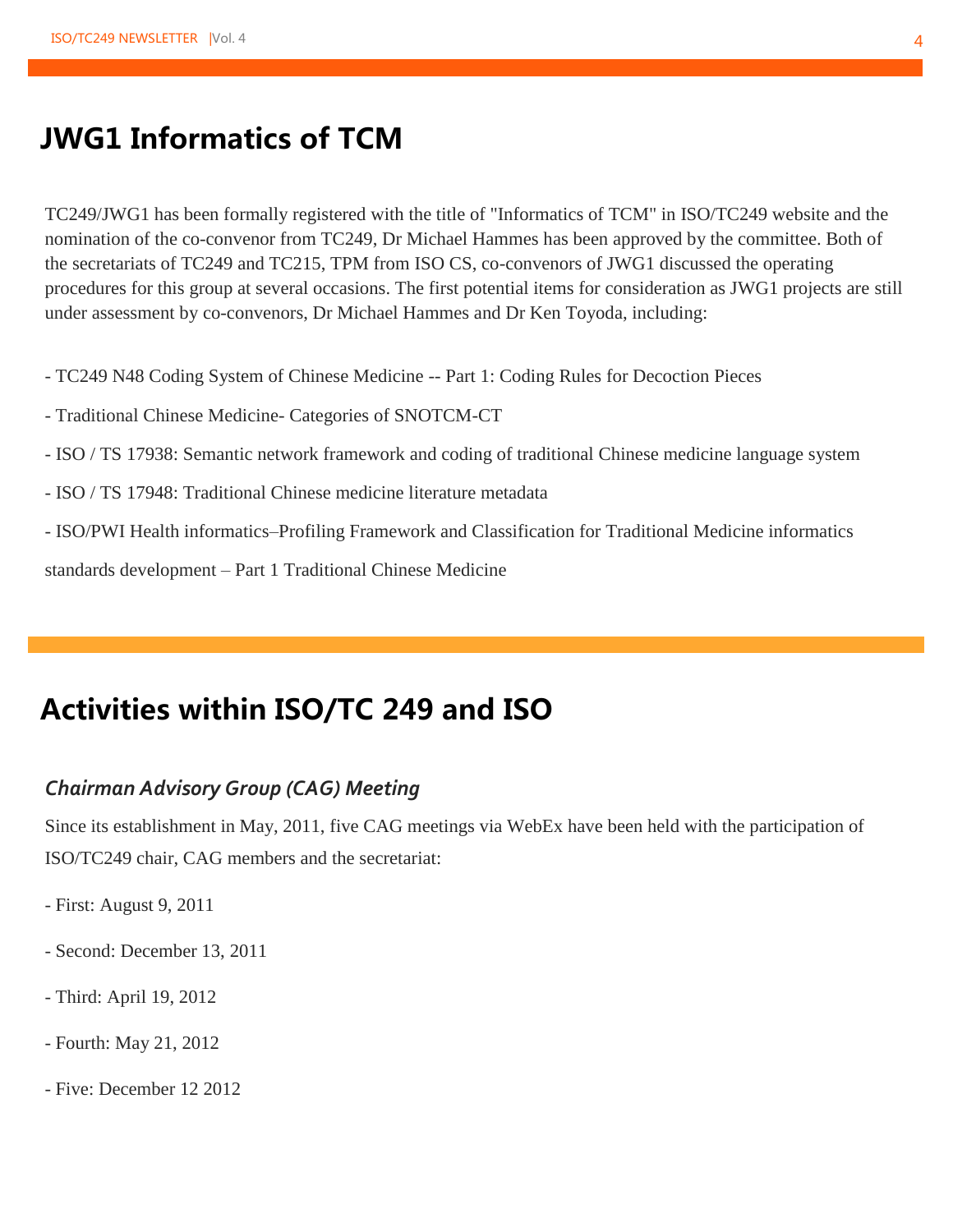## JWG1 Informatics of TCM

TC249/JWG1 has been formally registered with the title of "Informatics of TCM" in ISO/TC249 website and the nomination of the co-convenor from TC249, Dr Michael Hammes has been approved by the committee. Both of the secretariats of TC249 and TC215, TPM from ISO CS, co-convenors of JWG1 discussed the operating procedures for this group at several occasions. The first potential items for consideration as JWG1 projects are still under assessment by co-convenors, Dr Michael Hammes and Dr Ken Toyoda, including:

- TC249 N48 Coding System of Chinese Medicine -- Part 1: Coding Rules for Decoction Pieces
- Traditional Chinese Medicine- Categories of SNOTCM-CT
- ISO / TS 17938: Semantic network framework and coding of traditional Chinese medicine language system
- ISO / TS 17948: Traditional Chinese medicine literature metadata
- ISO/PWI Health informatics–Profiling Framework and Classification for Traditional Medicine informatics standards development – Part 1 Traditional Chinese Medicine

## Activities within ISO/TC 249 and ISO

### *Chairman Advisory Group (CAG) Meeting*

Since its establishment in May, 2011, five CAG meetings via WebEx have been held with the participation of ISO/TC249 chair, CAG members and the secretariat:

- First: August 9, 2011
- Second: December 13, 2011
- Third: April 19, 2012
- Fourth: May 21, 2012
- Five: December 12 2012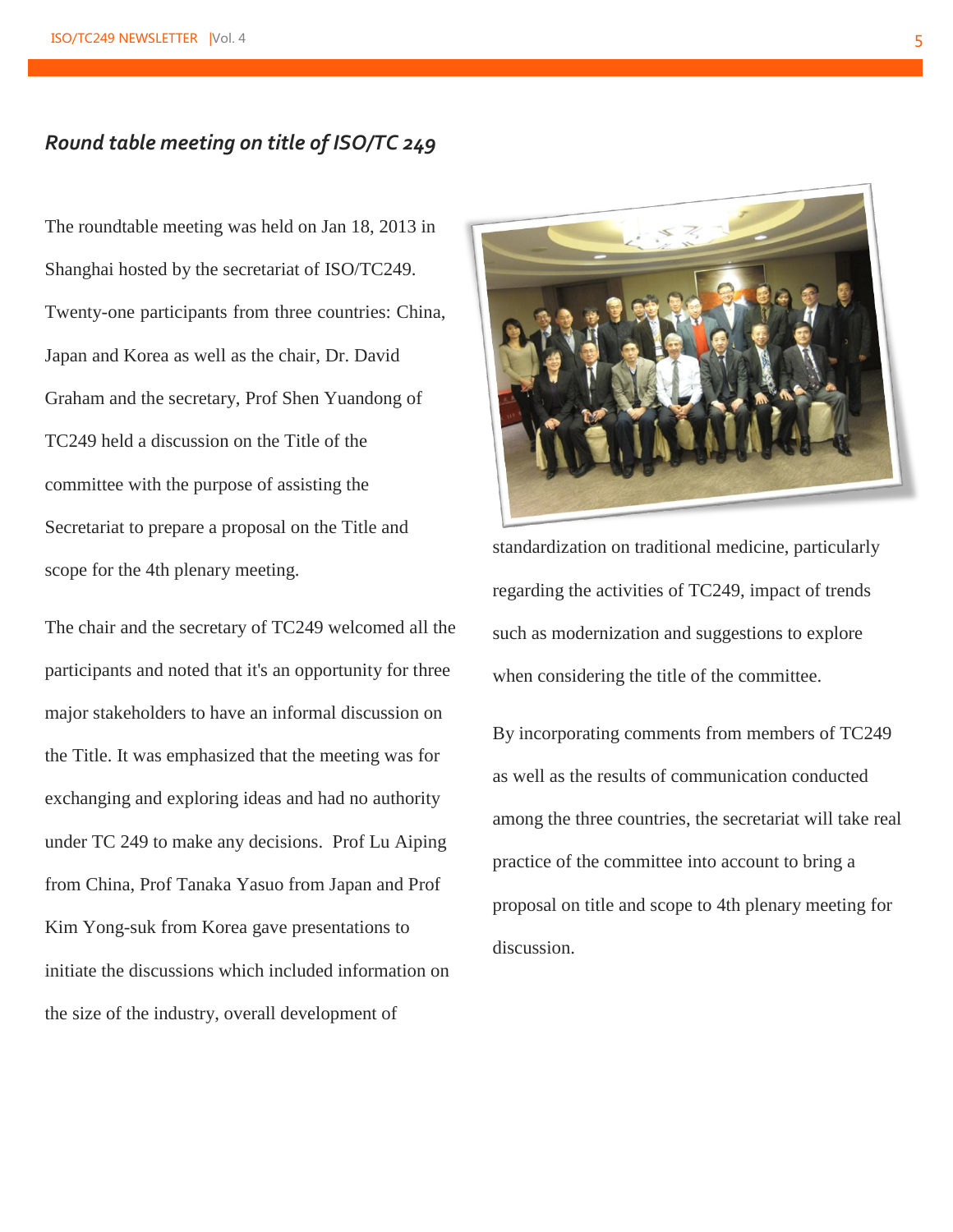## *Round table meeting on title of ISO/TC 249*

The roundtable meeting was held on Jan 18, 2013 in Shanghai hosted by the secretariat of ISO/TC249. Twenty-one participants from three countries: China, Japan and Korea as well as the chair, Dr. David Graham and the secretary, Prof Shen Yuandong of TC249 held a discussion on the Title of the committee with the purpose of assisting the Secretariat to prepare a proposal on the Title and scope for the 4th plenary meeting.

The chair and the secretary of TC249 welcomed all the participants and noted that it's an opportunity for three major stakeholders to have an informal discussion on the Title. It was emphasized that the meeting was for exchanging and exploring ideas and had no authority under TC 249 to make any decisions. Prof Lu Aiping from China, Prof Tanaka Yasuo from Japan and Prof Kim Yong-suk from Korea gave presentations to initiate the discussions which included information on the size of the industry, overall development of standardization on traditional medicine, particularly regarding the activities of TC249, impact of trends such as modernization and suggestions to explore when considering the title of the committee.

By incorporating comments from members of TC249 as well as the results of communication conducted among the three countries, the secretariat will take real practice of the committee into account to bring a proposal on title and scope to 4th plenary meeting for discussion.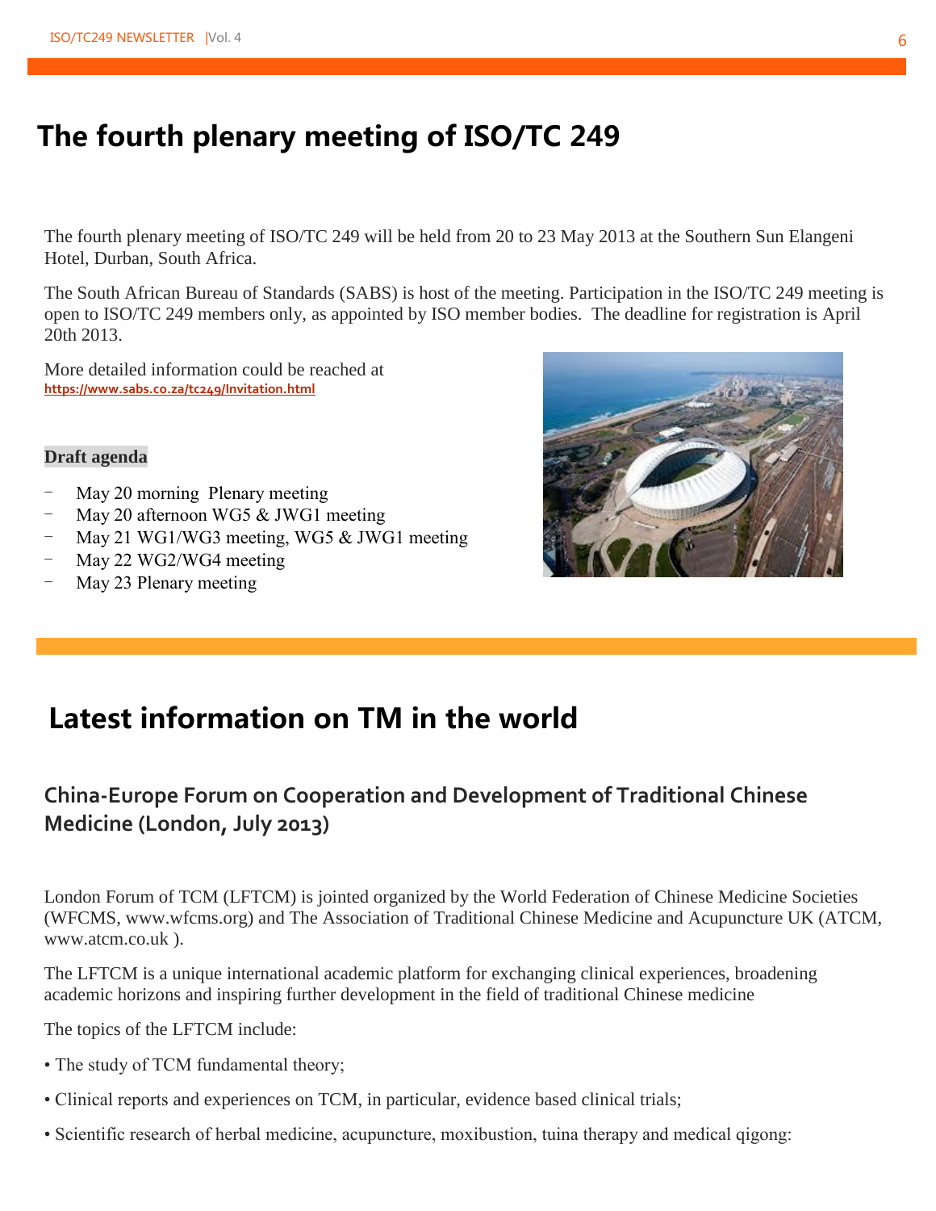# The fourth plenary meeting of ISO/TC 249

The fourth plenary meeting of ISO/TC 249 will be held from 20 to 23 May 2013 at the Southern Sun Elangeni Hotel, Durban, South Africa.

The South African Bureau of Standards (SABS) is host of the meeting. Participation in the ISO/TC 249 meeting is open to ISO/TC 249 members only, as appointed by ISO member bodies. The deadline for registration is April 20th 2013.

More detailed information could be reached at
https://www.sabs.co.za/tc249/Invitation.html

**Draft agenda**

- May 20 morning Plenary meeting
- May 20 afternoon WG5 & JWG1 meeting
- May 21 WG1/WG3 meeting, WG5 & JWG1 meeting
- May 22 WG2/WG4 meeting
- May 23 Plenary meeting

# Latest information on TM in the world

## China-Europe Forum on Cooperation and Development of Traditional Chinese Medicine (London, July 2013)

London Forum of TCM (LFTCM) is jointed organized by the World Federation of Chinese Medicine Societies (WFCMS, www.wfcms.org) and The Association of Traditional Chinese Medicine and Acupuncture UK (ATCM, www.atcm.co.uk ).

The LFTCM is a unique international academic platform for exchanging clinical experiences, broadening academic horizons and inspiring further development in the field of traditional Chinese medicine

The topics of the LFTCM include:

- The study of TCM fundamental theory;
- Clinical reports and experiences on TCM, in particular, evidence based clinical trials;
- Scientific research of herbal medicine, acupuncture, moxibustion, tuina therapy and medical qigong: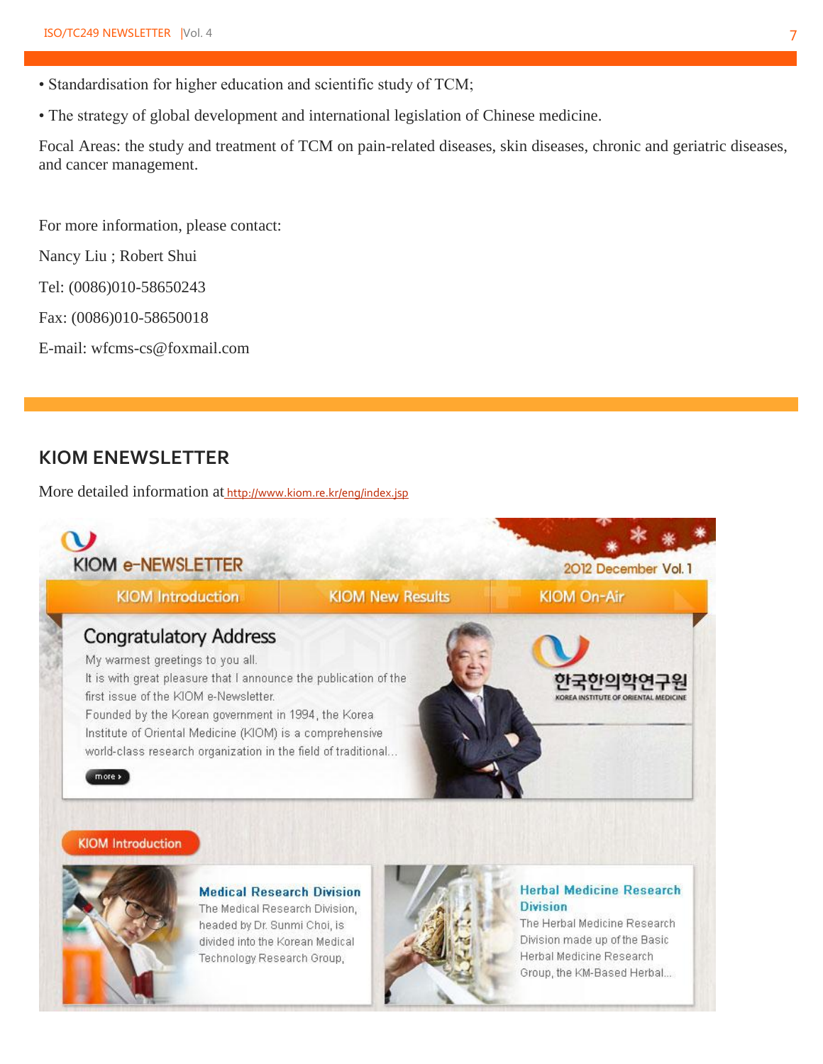- Standardisation for higher education and scientific study of TCM;
- The strategy of global development and international legislation of Chinese medicine.

Focal Areas: the study and treatment of TCM on pain-related diseases, skin diseases, chronic and geriatric diseases, and cancer management.

For more information, please contact:

Nancy Liu ; Robert Shui

Tel: (0086)010-58650243

Fax: (0086)010-58650018

E-mail: wfcms-cs@foxmail.com

## KIOM ENEWSLETTER

More detailed information at http://www.kiom.re.kr/eng/index.jsp

KIOM e-NEWSLETTER

2012 December Vol. 1

KIOM Introduction | KIOM New Results | KIOM On-Air

### Congratulatory Address

My warmest greetings to you all.
It is with great pleasure that I announce the publication of the first issue of the KIOM e-Newsletter.
Founded by the Korean government in 1994, the Korea Institute of Oriental Medicine (KIOM) is a comprehensive world-class research organization in the field of traditional...

more ›

한국한의학연구원
KOREA INSTITUTE OF ORIENTAL MEDICINE

KIOM Introduction

**Medical Research Division**
The Medical Research Division, headed by Dr. Sunmi Choi, is divided into the Korean Medical Technology Research Group,

**Herbal Medicine Research Division**
The Herbal Medicine Research Division made up of the Basic Herbal Medicine Research Group, the KM-Based Herbal...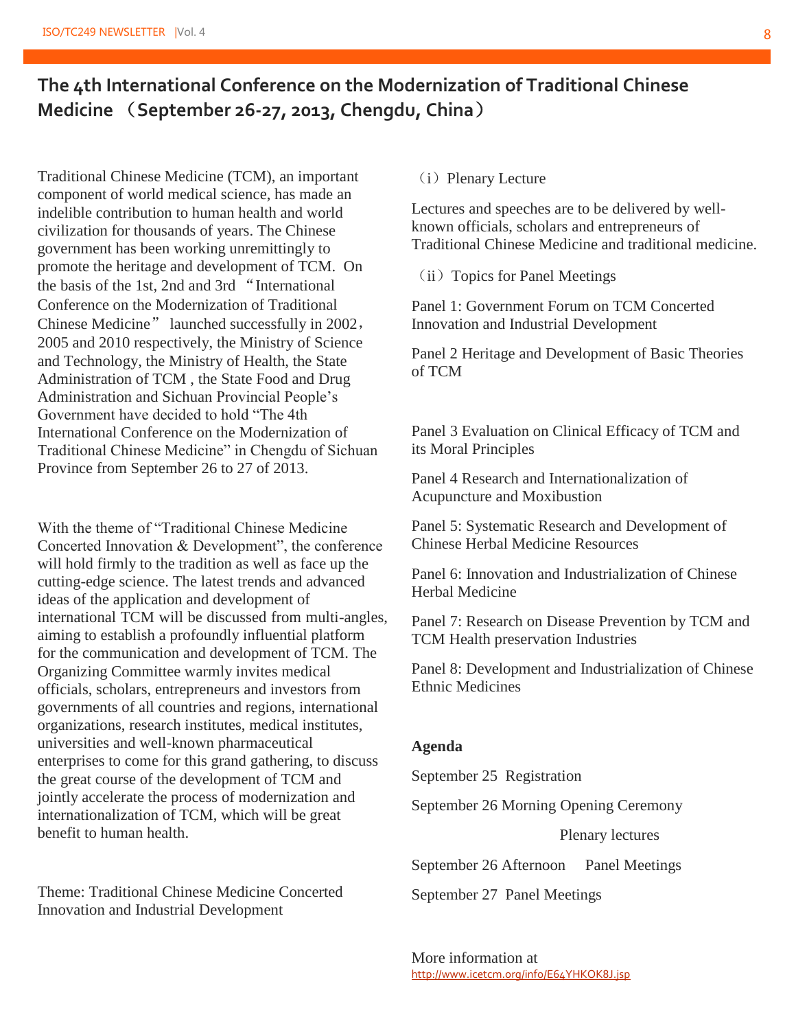# The 4th International Conference on the Modernization of Traditional Chinese Medicine （September 26-27, 2013, Chengdu, China）

Traditional Chinese Medicine (TCM), an important component of world medical science, has made an indelible contribution to human health and world civilization for thousands of years. The Chinese government has been working unremittingly to promote the heritage and development of TCM. On the basis of the 1st, 2nd and 3rd “International Conference on the Modernization of Traditional Chinese Medicine” launched successfully in 2002, 2005 and 2010 respectively, the Ministry of Science and Technology, the Ministry of Health, the State Administration of TCM , the State Food and Drug Administration and Sichuan Provincial People’s Government have decided to hold “The 4th International Conference on the Modernization of Traditional Chinese Medicine” in Chengdu of Sichuan Province from September 26 to 27 of 2013.

With the theme of “Traditional Chinese Medicine Concerted Innovation & Development”, the conference will hold firmly to the tradition as well as face up the cutting-edge science. The latest trends and advanced ideas of the application and development of international TCM will be discussed from multi-angles, aiming to establish a profoundly influential platform for the communication and development of TCM. The Organizing Committee warmly invites medical officials, scholars, entrepreneurs and investors from governments of all countries and regions, international organizations, research institutes, medical institutes, universities and well-known pharmaceutical enterprises to come for this grand gathering, to discuss the great course of the development of TCM and jointly accelerate the process of modernization and internationalization of TCM, which will be great benefit to human health.

Theme: Traditional Chinese Medicine Concerted Innovation and Industrial Development

（i）Plenary Lecture

Lectures and speeches are to be delivered by well-known officials, scholars and entrepreneurs of Traditional Chinese Medicine and traditional medicine.

（ii）Topics for Panel Meetings

Panel 1: Government Forum on TCM Concerted Innovation and Industrial Development

Panel 2 Heritage and Development of Basic Theories of TCM

Panel 3 Evaluation on Clinical Efficacy of TCM and its Moral Principles

Panel 4 Research and Internationalization of Acupuncture and Moxibustion

Panel 5: Systematic Research and Development of Chinese Herbal Medicine Resources

Panel 6: Innovation and Industrialization of Chinese Herbal Medicine

Panel 7: Research on Disease Prevention by TCM and TCM Health preservation Industries

Panel 8: Development and Industrialization of Chinese Ethnic Medicines

**Agenda**

September 25 Registration

September 26 Morning Opening Ceremony

Plenary lectures

September 26 Afternoon Panel Meetings

September 27 Panel Meetings

More information at
http://www.icetcm.org/info/E64YHKOK8J.jsp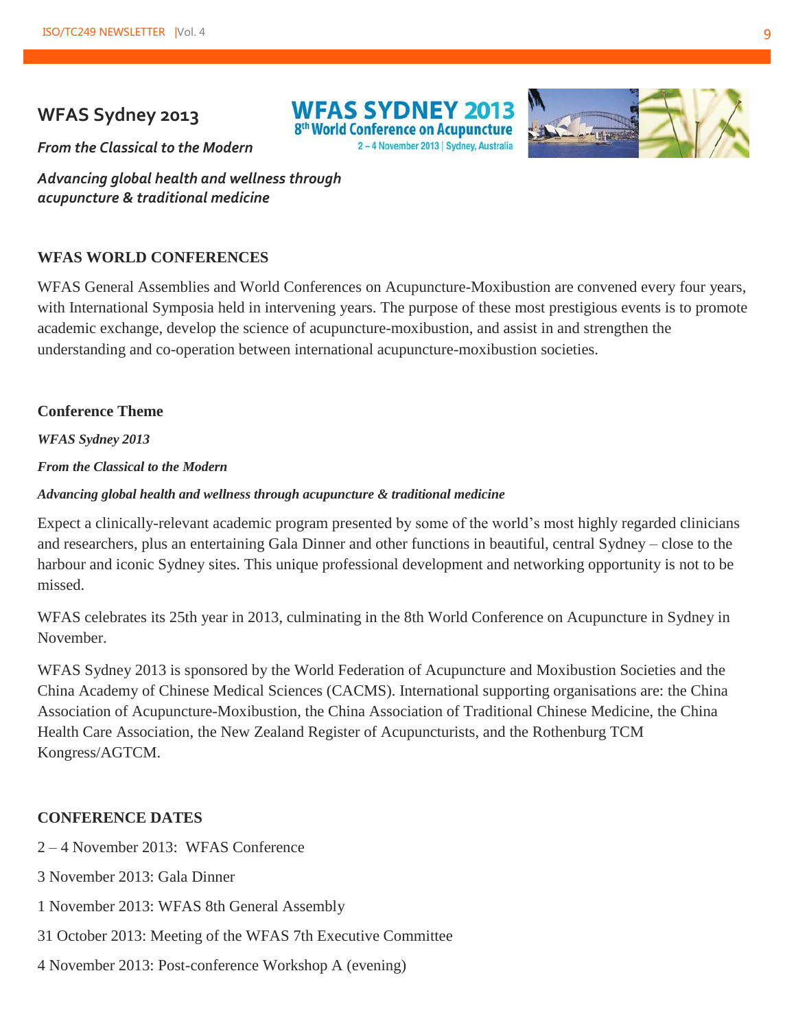## WFAS Sydney 2013

***From the Classical to the Modern***

***Advancing global health and wellness through acupuncture & traditional medicine***

### WFAS WORLD CONFERENCES

WFAS General Assemblies and World Conferences on Acupuncture-Moxibustion are convened every four years, with International Symposia held in intervening years. The purpose of these most prestigious events is to promote academic exchange, develop the science of acupuncture-moxibustion, and assist in and strengthen the understanding and co-operation between international acupuncture-moxibustion societies.

### Conference Theme

***WFAS Sydney 2013***

***From the Classical to the Modern***

***Advancing global health and wellness through acupuncture & traditional medicine***

Expect a clinically-relevant academic program presented by some of the world's most highly regarded clinicians and researchers, plus an entertaining Gala Dinner and other functions in beautiful, central Sydney – close to the harbour and iconic Sydney sites. This unique professional development and networking opportunity is not to be missed.

WFAS celebrates its 25th year in 2013, culminating in the 8th World Conference on Acupuncture in Sydney in November.

WFAS Sydney 2013 is sponsored by the World Federation of Acupuncture and Moxibustion Societies and the China Academy of Chinese Medical Sciences (CACMS). International supporting organisations are: the China Association of Acupuncture-Moxibustion, the China Association of Traditional Chinese Medicine, the China Health Care Association, the New Zealand Register of Acupuncturists, and the Rothenburg TCM Kongress/AGTCM.

### CONFERENCE DATES

2 – 4 November 2013: WFAS Conference

3 November 2013: Gala Dinner

1 November 2013: WFAS 8th General Assembly

31 October 2013: Meeting of the WFAS 7th Executive Committee

4 November 2013: Post-conference Workshop A (evening)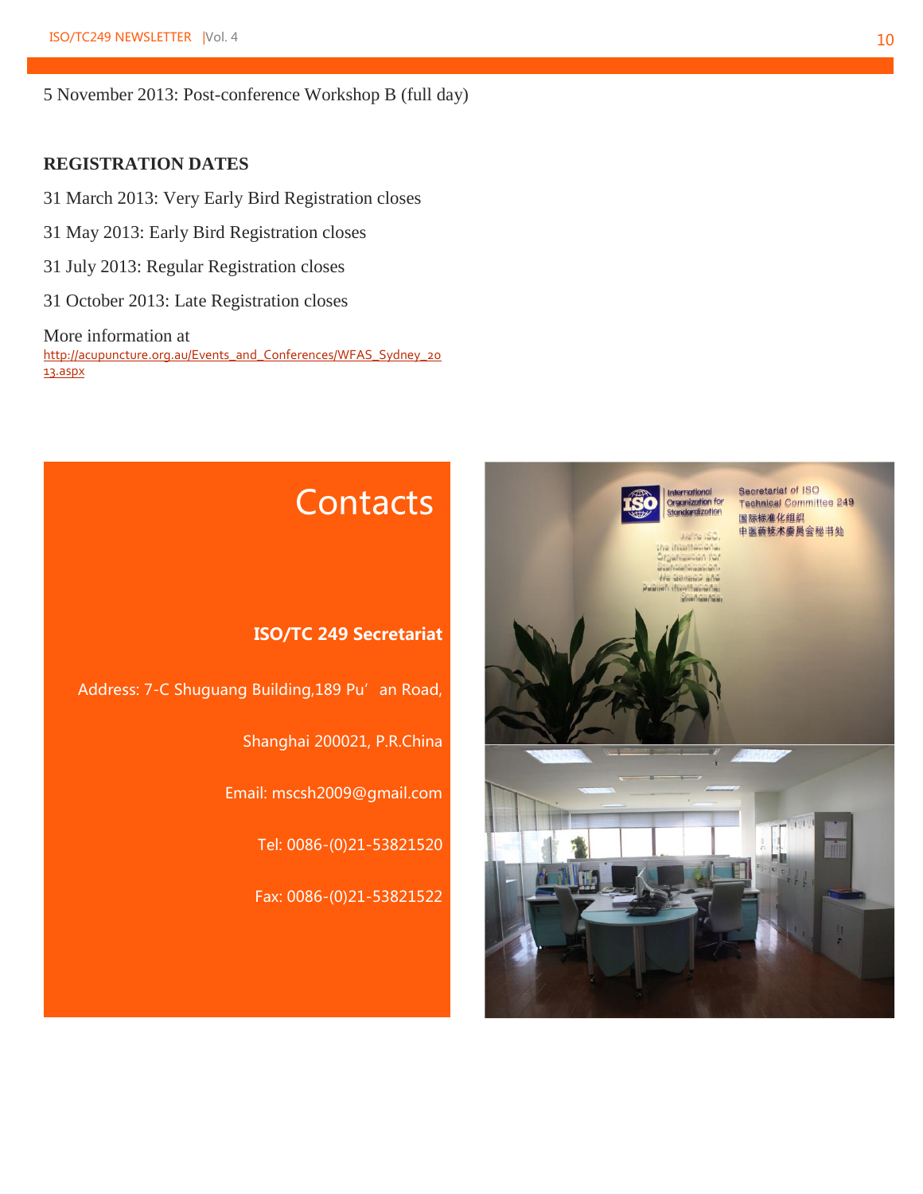5 November 2013: Post-conference Workshop B (full day)

**REGISTRATION DATES**

31 March 2013: Very Early Bird Registration closes

31 May 2013: Early Bird Registration closes

31 July 2013: Regular Registration closes

31 October 2013: Late Registration closes

More information at
http://acupuncture.org.au/Events_and_Conferences/WFAS_Sydney_2013.aspx

# Contacts

**ISO/TC 249 Secretariat**

Address: 7-C Shuguang Building,189 Pu'an Road,

Shanghai 200021, P.R.China

Email: mscsh2009@gmail.com

Tel: 0086-(0)21-53821520

Fax: 0086-(0)21-53821522